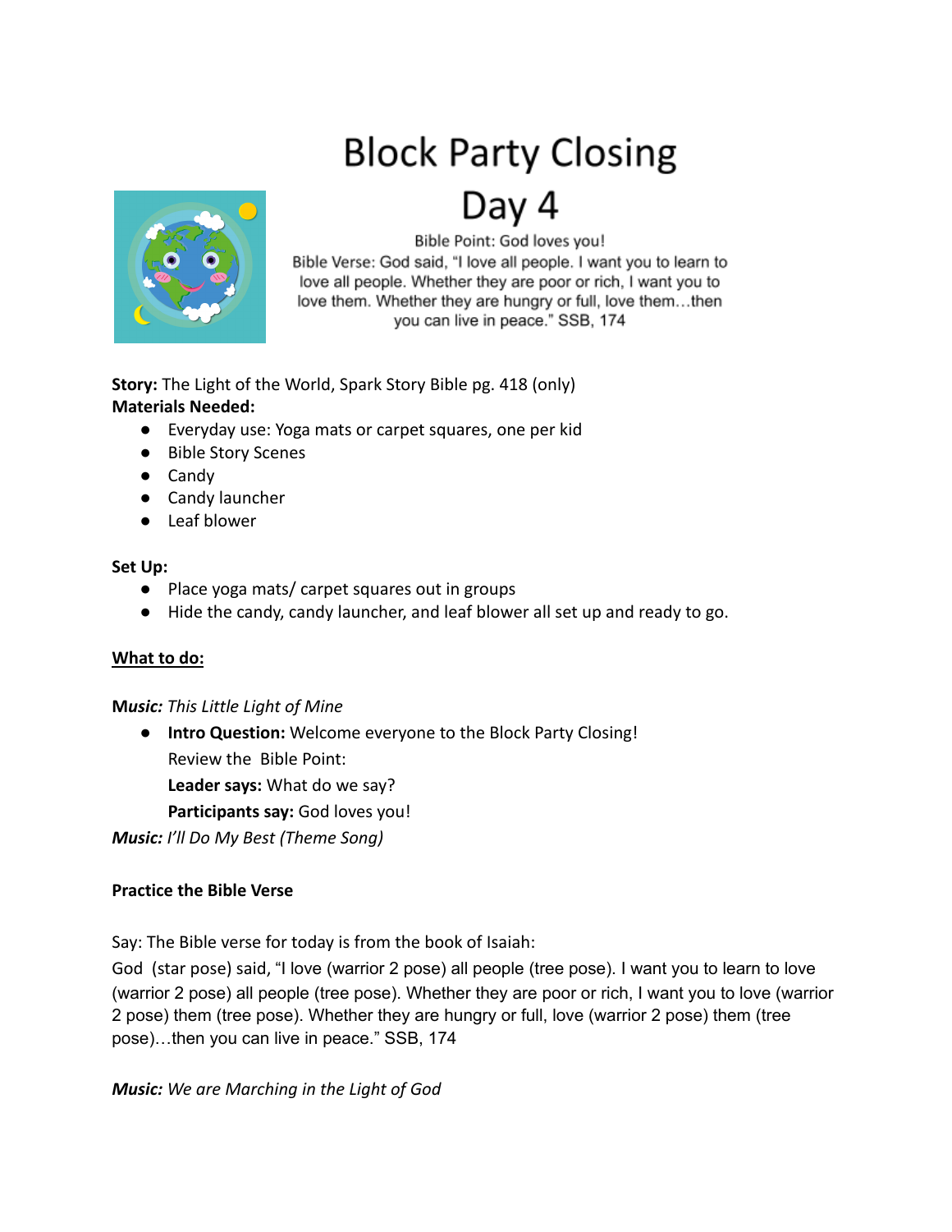# Block Party Closing

# Day 4

Bible Point: God loves you!

Bible Verse: God said, "I love all people. I want you to learn to love all people. Whether they are poor or rich, I want you to love them. Whether they are hungry or full, love them…then you can live in peace." SSB, 174

**Story:** The Light of the World, Spark Story Bible pg. 418 (only)

**Materials Needed:**

- Everyday use: Yoga mats or carpet squares, one per kid
- Bible Story Scenes
- Candy
- Candy launcher
- Leaf blower

**Set Up:**

- Place yoga mats/ carpet squares out in groups
- Hide the candy, candy launcher, and leaf blower all set up and ready to go.

**What to do:**

***Music:*** *This Little Light of Mine*

- **Intro Question:** Welcome everyone to the Block Party Closing!
  Review the Bible Point:
  **Leader says:** What do we say?
  **Participants say:** God loves you!

***Music:*** *I'll Do My Best (Theme Song)*

**Practice the Bible Verse**

Say: The Bible verse for today is from the book of Isaiah:

God (star pose) said, "I love (warrior 2 pose) all people (tree pose). I want you to learn to love (warrior 2 pose) all people (tree pose). Whether they are poor or rich, I want you to love (warrior 2 pose) them (tree pose). Whether they are hungry or full, love (warrior 2 pose) them (tree pose)…then you can live in peace." SSB, 174

***Music:*** *We are Marching in the Light of God*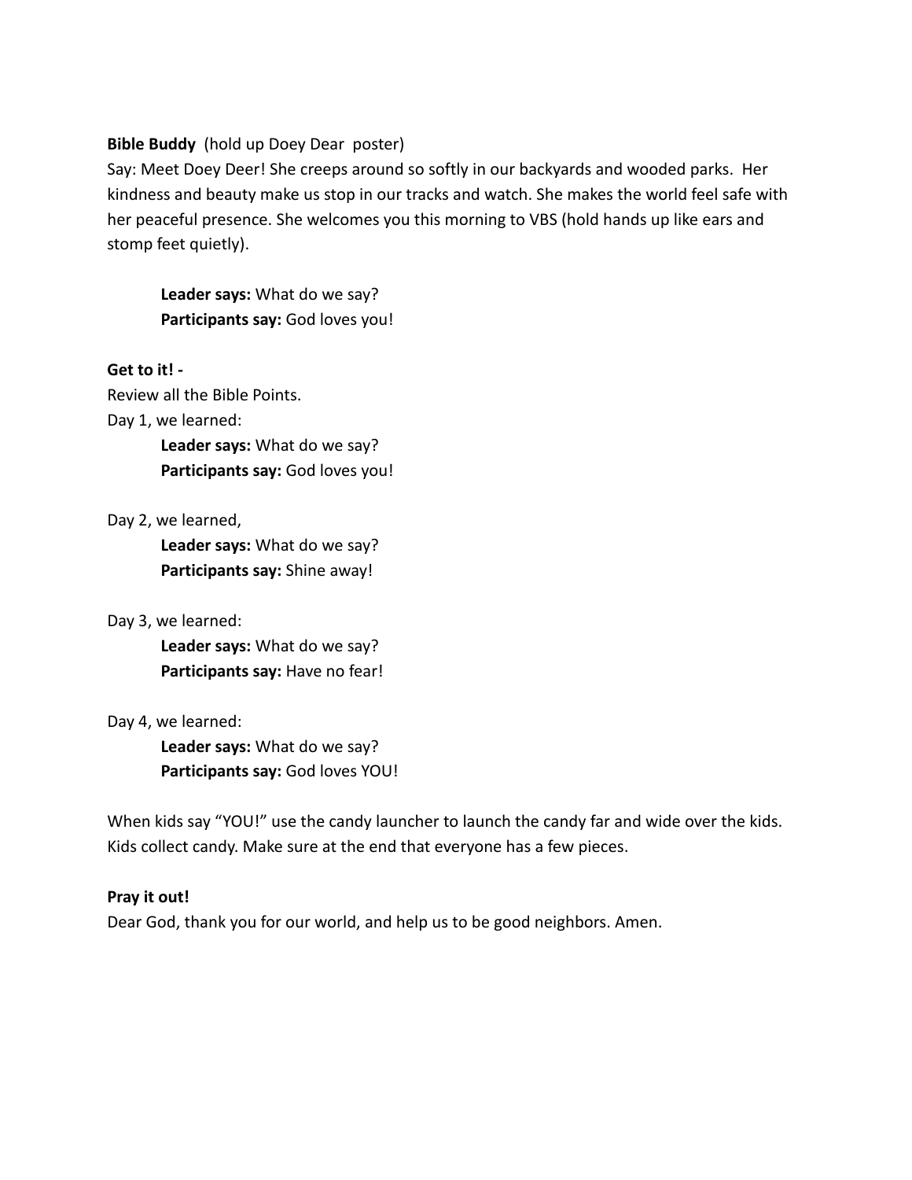**Bible Buddy** (hold up Doey Dear poster)

Say: Meet Doey Deer! She creeps around so softly in our backyards and wooded parks. Her kindness and beauty make us stop in our tracks and watch. She makes the world feel safe with her peaceful presence. She welcomes you this morning to VBS (hold hands up like ears and stomp feet quietly).

> **Leader says:** What do we say?
> **Participants say:** God loves you!

**Get to it! -**

Review all the Bible Points.

Day 1, we learned:

> **Leader says:** What do we say?
> **Participants say:** God loves you!

Day 2, we learned,

> **Leader says:** What do we say?
> **Participants say:** Shine away!

Day 3, we learned:

> **Leader says:** What do we say?
> **Participants say:** Have no fear!

Day 4, we learned:

> **Leader says:** What do we say?
> **Participants say:** God loves YOU!

When kids say "YOU!" use the candy launcher to launch the candy far and wide over the kids. Kids collect candy. Make sure at the end that everyone has a few pieces.

**Pray it out!**

Dear God, thank you for our world, and help us to be good neighbors. Amen.